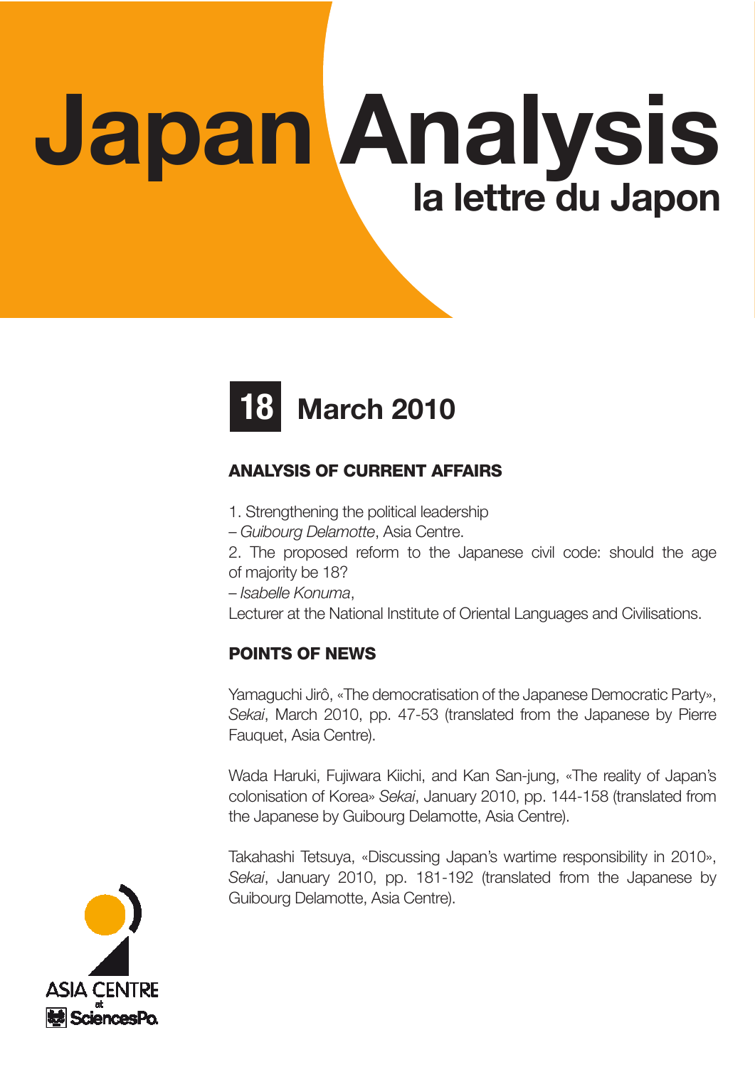# Japan Analysis

## la lettre du Japon

**18** **March 2010**

### ANALYSIS OF CURRENT AFFAIRS

1. Strengthening the political leadership
– *Guibourg Delamotte*, Asia Centre.
2. The proposed reform to the Japanese civil code: should the age of majority be 18?
– *Isabelle Konuma*,
Lecturer at the National Institute of Oriental Languages and Civilisations.

### POINTS OF NEWS

Yamaguchi Jirô, «The democratisation of the Japanese Democratic Party», *Sekai*, March 2010, pp. 47-53 (translated from the Japanese by Pierre Fauquet, Asia Centre).

Wada Haruki, Fujiwara Kiichi, and Kan San-jung, «The reality of Japan's colonisation of Korea» *Sekai*, January 2010, pp. 144-158 (translated from the Japanese by Guibourg Delamotte, Asia Centre).

Takahashi Tetsuya, «Discussing Japan's wartime responsibility in 2010», *Sekai*, January 2010, pp. 181-192 (translated from the Japanese by Guibourg Delamotte, Asia Centre).

ASIA CENTRE at SciencesPo.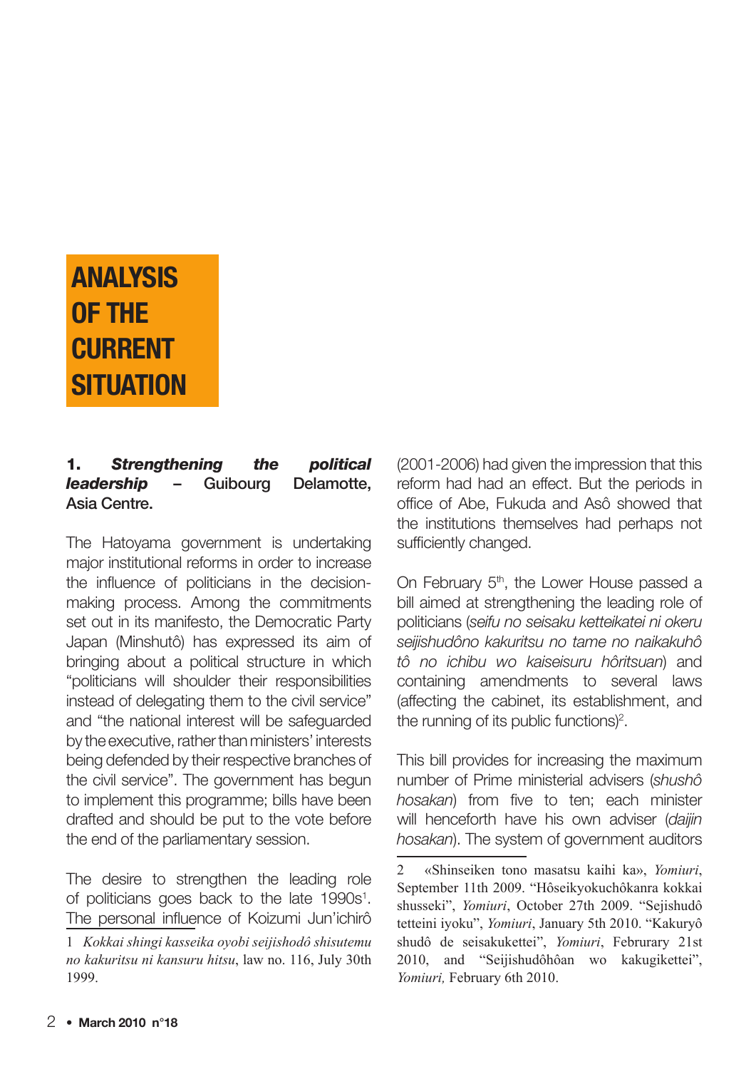# ANALYSIS OF THE CURRENT SITUATION

**1. *Strengthening the political leadership*** – Guibourg Delamotte, Asia Centre.

The Hatoyama government is undertaking major institutional reforms in order to increase the influence of politicians in the decision-making process. Among the commitments set out in its manifesto, the Democratic Party Japan (Minshutô) has expressed its aim of bringing about a political structure in which "politicians will shoulder their responsibilities instead of delegating them to the civil service" and "the national interest will be safeguarded by the executive, rather than ministers' interests being defended by their respective branches of the civil service". The government has begun to implement this programme; bills have been drafted and should be put to the vote before the end of the parliamentary session.

The desire to strengthen the leading role of politicians goes back to the late 1990s[1]. The personal influence of Koizumi Jun'ichirô (2001-2006) had given the impression that this reform had had an effect. But the periods in office of Abe, Fukuda and Asô showed that the institutions themselves had perhaps not sufficiently changed.

On February 5th, the Lower House passed a bill aimed at strengthening the leading role of politicians (*seifu no seisaku ketteikatei ni okeru seijishudôno kakuritsu no tame no naikakuhô tô no ichibu wo kaiseisuru hôritsuan*) and containing amendments to several laws (affecting the cabinet, its establishment, and the running of its public functions)[2].

This bill provides for increasing the maximum number of Prime ministerial advisers (*shushô hosakan*) from five to ten; each minister will henceforth have his own adviser (*daijin hosakan*). The system of government auditors

---

1 *Kokkai shingi kasseika oyobi seijishodô shisutemu no kakuritsu ni kansuru hitsu*, law no. 116, July 30th 1999.

2 «Shinseiken tono masatsu kaihi ka», *Yomiuri*, September 11th 2009. "Hôseikyokuchôkanra kokkai shusseki", *Yomiuri*, October 27th 2009. "Sejishudô tetteini iyoku", *Yomiuri*, January 5th 2010. "Kakuryô shudô de seisakukettei", *Yomiuri*, Februrary 21st 2010, and "Seijishudôhôan wo kakugikettei", *Yomiuri,* February 6th 2010.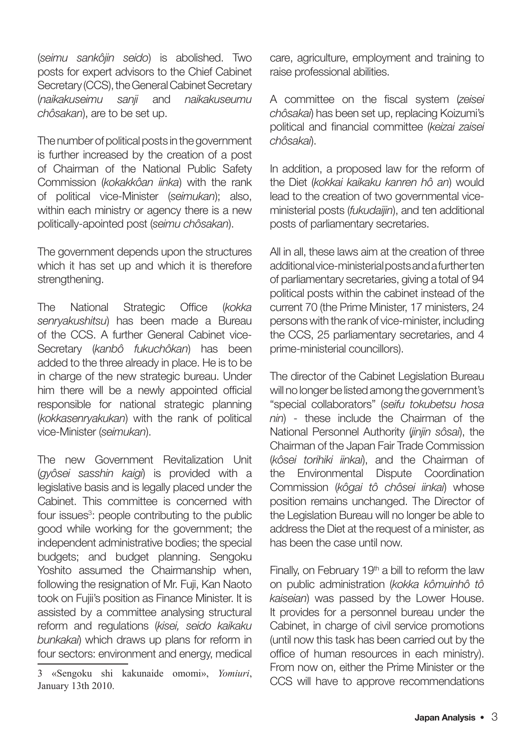(*seimu sankôjin seido*) is abolished. Two posts for expert advisors to the Chief Cabinet Secretary (CCS), the General Cabinet Secretary (*naikakuseimu sanji* and *naikakuseumu chôsakan*), are to be set up.

The number of political posts in the government is further increased by the creation of a post of Chairman of the National Public Safety Commission (*kokakkôan iinka*) with the rank of political vice-Minister (*seimukan*); also, within each ministry or agency there is a new politically-apointed post (*seimu chôsakan*).

The government depends upon the structures which it has set up and which it is therefore strengthening.

The National Strategic Office (*kokka senryakushitsu*) has been made a Bureau of the CCS. A further General Cabinet vice-Secretary (*kanbô fukuchôkan*) has been added to the three already in place. He is to be in charge of the new strategic bureau. Under him there will be a newly appointed official responsible for national strategic planning (*kokkasenryakukan*) with the rank of political vice-Minister (*seimukan*).

The new Government Revitalization Unit (*gyôsei sasshin kaigi*) is provided with a legislative basis and is legally placed under the Cabinet. This committee is concerned with four issues[3]: people contributing to the public good while working for the government; the independent administrative bodies; the special budgets; and budget planning. Sengoku Yoshito assumed the Chairmanship when, following the resignation of Mr. Fuji, Kan Naoto took on Fujii's position as Finance Minister. It is assisted by a committee analysing structural reform and regulations (*kisei, seido kaikaku bunkakai*) which draws up plans for reform in four sectors: environment and energy, medical care, agriculture, employment and training to raise professional abilities.

A committee on the fiscal system (*zeisei chôsakai*) has been set up, replacing Koizumi's political and financial committee (*keizai zaisei chôsakai*).

In addition, a proposed law for the reform of the Diet (*kokkai kaikaku kanren hô an*) would lead to the creation of two governmental vice-ministerial posts (*fukudaijin*), and ten additional posts of parliamentary secretaries.

All in all, these laws aim at the creation of three additional vice-ministerial posts and a further ten of parliamentary secretaries, giving a total of 94 political posts within the cabinet instead of the current 70 (the Prime Minister, 17 ministers, 24 persons with the rank of vice-minister, including the CCS, 25 parliamentary secretaries, and 4 prime-ministerial councillors).

The director of the Cabinet Legislation Bureau will no longer be listed among the government's "special collaborators" (*seifu tokubetsu hosa nin*) - these include the Chairman of the National Personnel Authority (*jinjin sôsai*), the Chairman of the Japan Fair Trade Commission (*kôsei torihiki iinkai*), and the Chairman of the Environmental Dispute Coordination Commission (*kôgai tô chôsei iinkai*) whose position remains unchanged. The Director of the Legislation Bureau will no longer be able to address the Diet at the request of a minister, as has been the case until now.

Finally, on February 19th a bill to reform the law on public administration (*kokka kômuinhô tô kaiseian*) was passed by the Lower House. It provides for a personnel bureau under the Cabinet, in charge of civil service promotions (until now this task has been carried out by the office of human resources in each ministry). From now on, either the Prime Minister or the CCS will have to approve recommendations

---

3 «Sengoku shi kakunaide omomi», *Yomiuri*, January 13th 2010.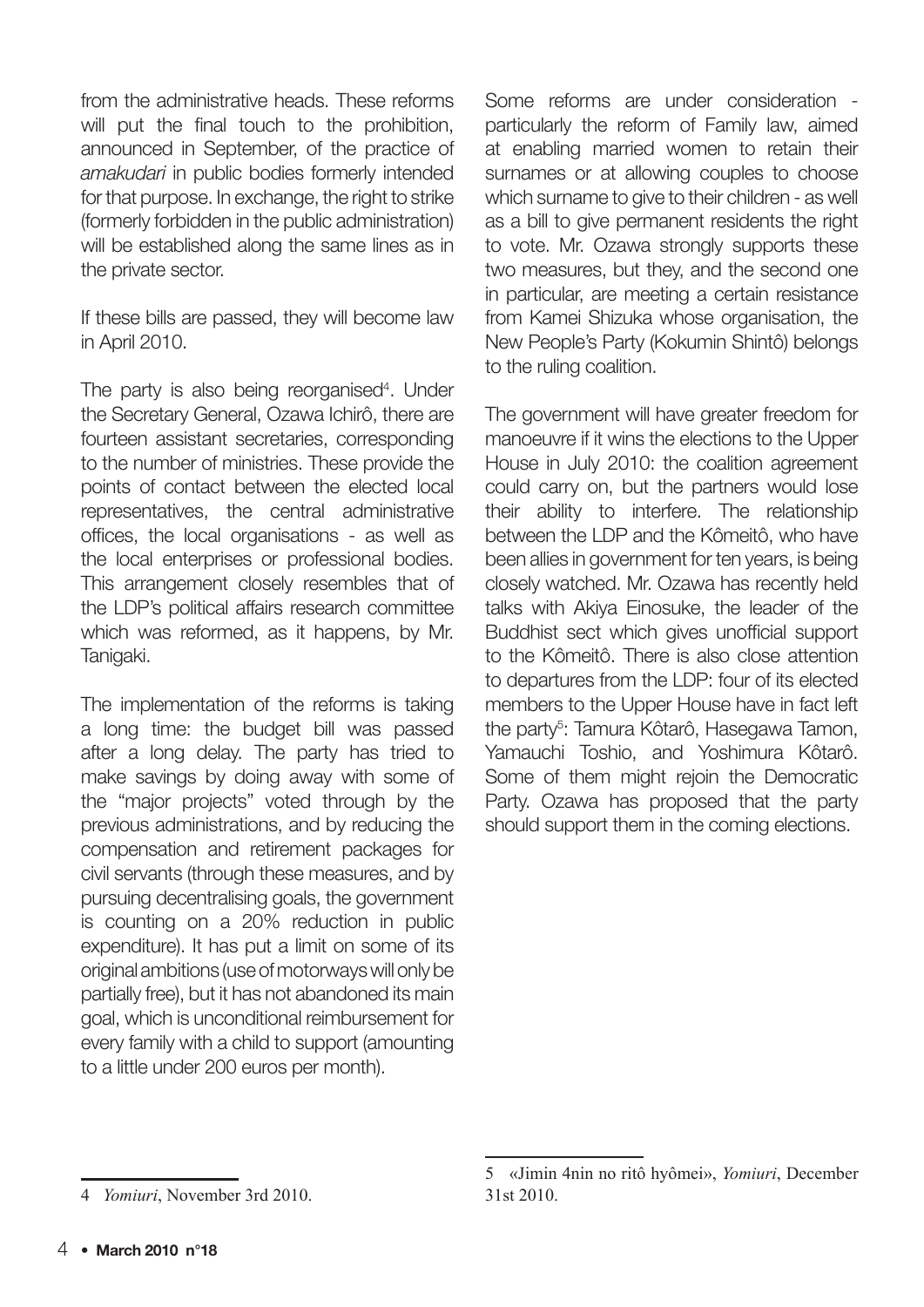from the administrative heads. These reforms will put the final touch to the prohibition, announced in September, of the practice of *amakudari* in public bodies formerly intended for that purpose. In exchange, the right to strike (formerly forbidden in the public administration) will be established along the same lines as in the private sector.

If these bills are passed, they will become law in April 2010.

The party is also being reorganised[4]. Under the Secretary General, Ozawa Ichirô, there are fourteen assistant secretaries, corresponding to the number of ministries. These provide the points of contact between the elected local representatives, the central administrative offices, the local organisations - as well as the local enterprises or professional bodies. This arrangement closely resembles that of the LDP's political affairs research committee which was reformed, as it happens, by Mr. Tanigaki.

The implementation of the reforms is taking a long time: the budget bill was passed after a long delay. The party has tried to make savings by doing away with some of the "major projects" voted through by the previous administrations, and by reducing the compensation and retirement packages for civil servants (through these measures, and by pursuing decentralising goals, the government is counting on a 20% reduction in public expenditure). It has put a limit on some of its original ambitions (use of motorways will only be partially free), but it has not abandoned its main goal, which is unconditional reimbursement for every family with a child to support (amounting to a little under 200 euros per month).

Some reforms are under consideration - particularly the reform of Family law, aimed at enabling married women to retain their surnames or at allowing couples to choose which surname to give to their children - as well as a bill to give permanent residents the right to vote. Mr. Ozawa strongly supports these two measures, but they, and the second one in particular, are meeting a certain resistance from Kamei Shizuka whose organisation, the New People's Party (Kokumin Shintô) belongs to the ruling coalition.

The government will have greater freedom for manoeuvre if it wins the elections to the Upper House in July 2010: the coalition agreement could carry on, but the partners would lose their ability to interfere. The relationship between the LDP and the Kômeitô, who have been allies in government for ten years, is being closely watched. Mr. Ozawa has recently held talks with Akiya Einosuke, the leader of the Buddhist sect which gives unofficial support to the Kômeitô. There is also close attention to departures from the LDP: four of its elected members to the Upper House have in fact left the party[5]: Tamura Kôtarô, Hasegawa Tamon, Yamauchi Toshio, and Yoshimura Kôtarô. Some of them might rejoin the Democratic Party. Ozawa has proposed that the party should support them in the coming elections.

---

4 *Yomiuri*, November 3rd 2010.

5 «Jimin 4nin no ritô hyômei», *Yomiuri*, December 31st 2010.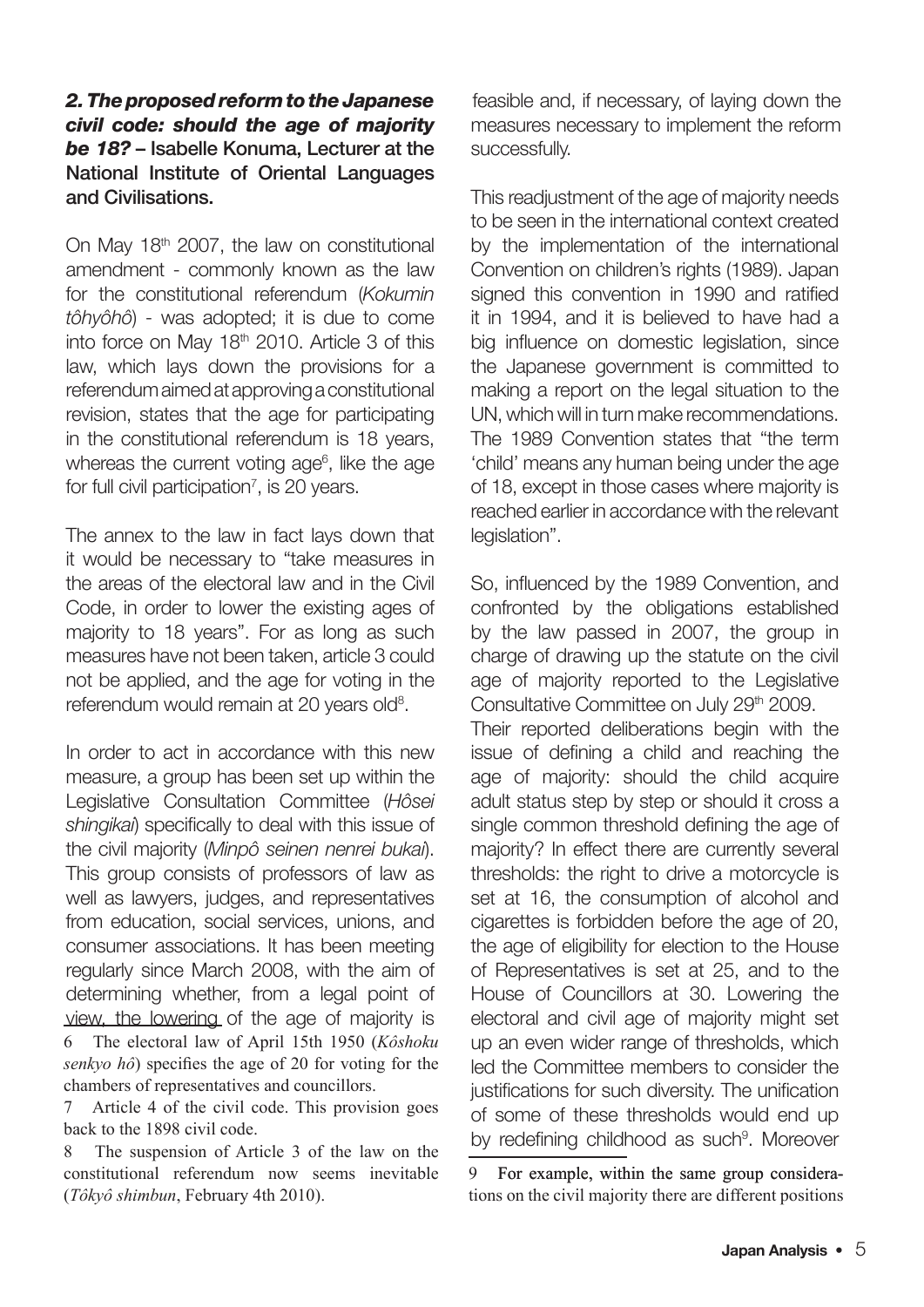### *2. The proposed reform to the Japanese civil code: should the age of majority be 18?* – Isabelle Konuma, Lecturer at the National Institute of Oriental Languages and Civilisations.

On May 18th 2007, the law on constitutional amendment - commonly known as the law for the constitutional referendum (*Kokumin tôhyôhô*) - was adopted; it is due to come into force on May 18th 2010. Article 3 of this law, which lays down the provisions for a referendum aimed at approving a constitutional revision, states that the age for participating in the constitutional referendum is 18 years, whereas the current voting age[6], like the age for full civil participation[7], is 20 years.

The annex to the law in fact lays down that it would be necessary to "take measures in the areas of the electoral law and in the Civil Code, in order to lower the existing ages of majority to 18 years". For as long as such measures have not been taken, article 3 could not be applied, and the age for voting in the referendum would remain at 20 years old[8].

In order to act in accordance with this new measure, a group has been set up within the Legislative Consultation Committee (*Hôsei shingikai*) specifically to deal with this issue of the civil majority (*Minpô seinen nenrei bukai*). This group consists of professors of law as well as lawyers, judges, and representatives from education, social services, unions, and consumer associations. It has been meeting regularly since March 2008, with the aim of determining whether, from a legal point of view, the lowering of the age of majority is feasible and, if necessary, of laying down the measures necessary to implement the reform successfully.

This readjustment of the age of majority needs to be seen in the international context created by the implementation of the international Convention on children's rights (1989). Japan signed this convention in 1990 and ratified it in 1994, and it is believed to have had a big influence on domestic legislation, since the Japanese government is committed to making a report on the legal situation to the UN, which will in turn make recommendations. The 1989 Convention states that "the term 'child' means any human being under the age of 18, except in those cases where majority is reached earlier in accordance with the relevant legislation".

So, influenced by the 1989 Convention, and confronted by the obligations established by the law passed in 2007, the group in charge of drawing up the statute on the civil age of majority reported to the Legislative Consultative Committee on July 29th 2009.

Their reported deliberations begin with the issue of defining a child and reaching the age of majority: should the child acquire adult status step by step or should it cross a single common threshold defining the age of majority? In effect there are currently several thresholds: the right to drive a motorcycle is set at 16, the consumption of alcohol and cigarettes is forbidden before the age of 20, the age of eligibility for election to the House of Representatives is set at 25, and to the House of Councillors at 30. Lowering the electoral and civil age of majority might set up an even wider range of thresholds, which led the Committee members to consider the justifications for such diversity. The unification of some of these thresholds would end up by redefining childhood as such[9]. Moreover

---

6 The electoral law of April 15th 1950 (*Kôshoku senkyo hô*) specifies the age of 20 for voting for the chambers of representatives and councillors.

7 Article 4 of the civil code. This provision goes back to the 1898 civil code.

8 The suspension of Article 3 of the law on the constitutional referendum now seems inevitable (*Tôkyô shimbun*, February 4th 2010).

9 For example, within the same group considerations on the civil majority there are different positions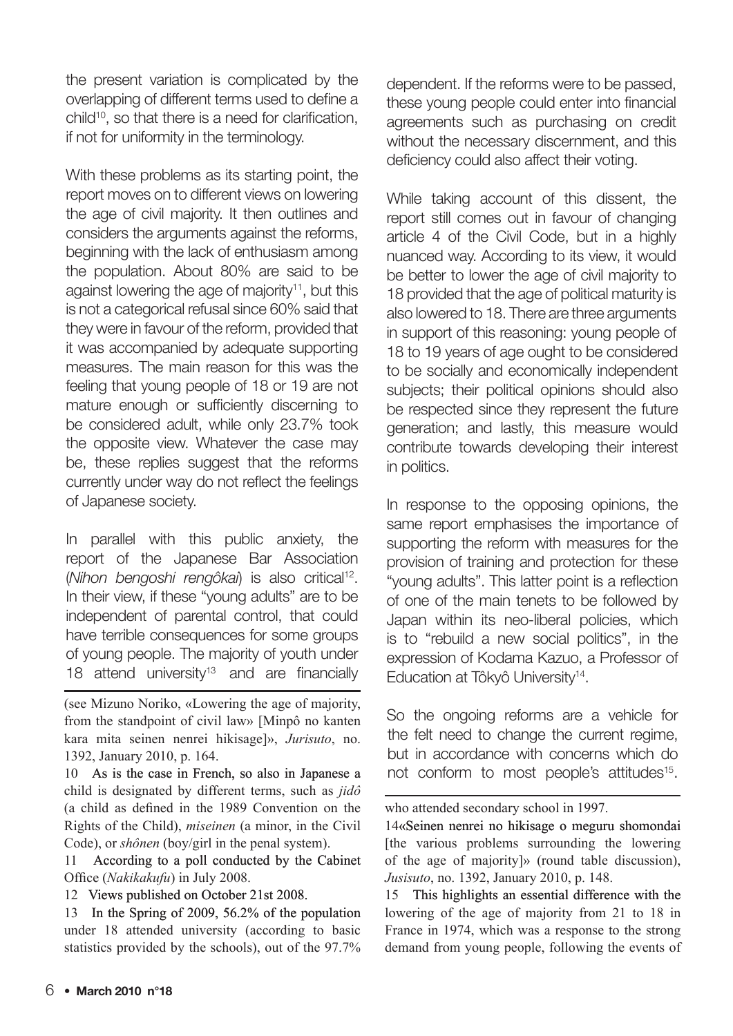the present variation is complicated by the overlapping of different terms used to define a child[10], so that there is a need for clarification, if not for uniformity in the terminology.

With these problems as its starting point, the report moves on to different views on lowering the age of civil majority. It then outlines and considers the arguments against the reforms, beginning with the lack of enthusiasm among the population. About 80% are said to be against lowering the age of majority[11], but this is not a categorical refusal since 60% said that they were in favour of the reform, provided that it was accompanied by adequate supporting measures. The main reason for this was the feeling that young people of 18 or 19 are not mature enough or sufficiently discerning to be considered adult, while only 23.7% took the opposite view. Whatever the case may be, these replies suggest that the reforms currently under way do not reflect the feelings of Japanese society.

In parallel with this public anxiety, the report of the Japanese Bar Association (*Nihon bengoshi rengôkai*) is also critical[12]. In their view, if these "young adults" are to be independent of parental control, that could have terrible consequences for some groups of young people. The majority of youth under 18 attend university[13] and are financially dependent. If the reforms were to be passed, these young people could enter into financial agreements such as purchasing on credit without the necessary discernment, and this deficiency could also affect their voting.

While taking account of this dissent, the report still comes out in favour of changing article 4 of the Civil Code, but in a highly nuanced way. According to its view, it would be better to lower the age of civil majority to 18 provided that the age of political maturity is also lowered to 18. There are three arguments in support of this reasoning: young people of 18 to 19 years of age ought to be considered to be socially and economically independent subjects; their political opinions should also be respected since they represent the future generation; and lastly, this measure would contribute towards developing their interest in politics.

In response to the opposing opinions, the same report emphasises the importance of supporting the reform with measures for the provision of training and protection for these "young adults". This latter point is a reflection of one of the main tenets to be followed by Japan within its neo-liberal policies, which is to "rebuild a new social politics", in the expression of Kodama Kazuo, a Professor of Education at Tôkyô University[14].

So the ongoing reforms are a vehicle for the felt need to change the current regime, but in accordance with concerns which do not conform to most people's attitudes[15].

---

(see Mizuno Noriko, «Lowering the age of majority, from the standpoint of civil law» [Minpô no kanten kara mita seinen nenrei hikisage]», *Jurisuto*, no. 1392, January 2010, p. 164.

10 As is the case in French, so also in Japanese a child is designated by different terms, such as *jidô* (a child as defined in the 1989 Convention on the Rights of the Child), *miseinen* (a minor, in the Civil Code), or *shônen* (boy/girl in the penal system).

11 According to a poll conducted by the Cabinet Office (*Nakikakufu*) in July 2008.

12 Views published on October 21st 2008.

13 In the Spring of 2009, 56.2% of the population under 18 attended university (according to basic statistics provided by the schools), out of the 97.7% who attended secondary school in 1997.

14 «Seinen nenrei no hikisage o meguru shomondai [the various problems surrounding the lowering of the age of majority]» (round table discussion), *Jusisuto*, no. 1392, January 2010, p. 148.

15 This highlights an essential difference with the lowering of the age of majority from 21 to 18 in France in 1974, which was a response to the strong demand from young people, following the events of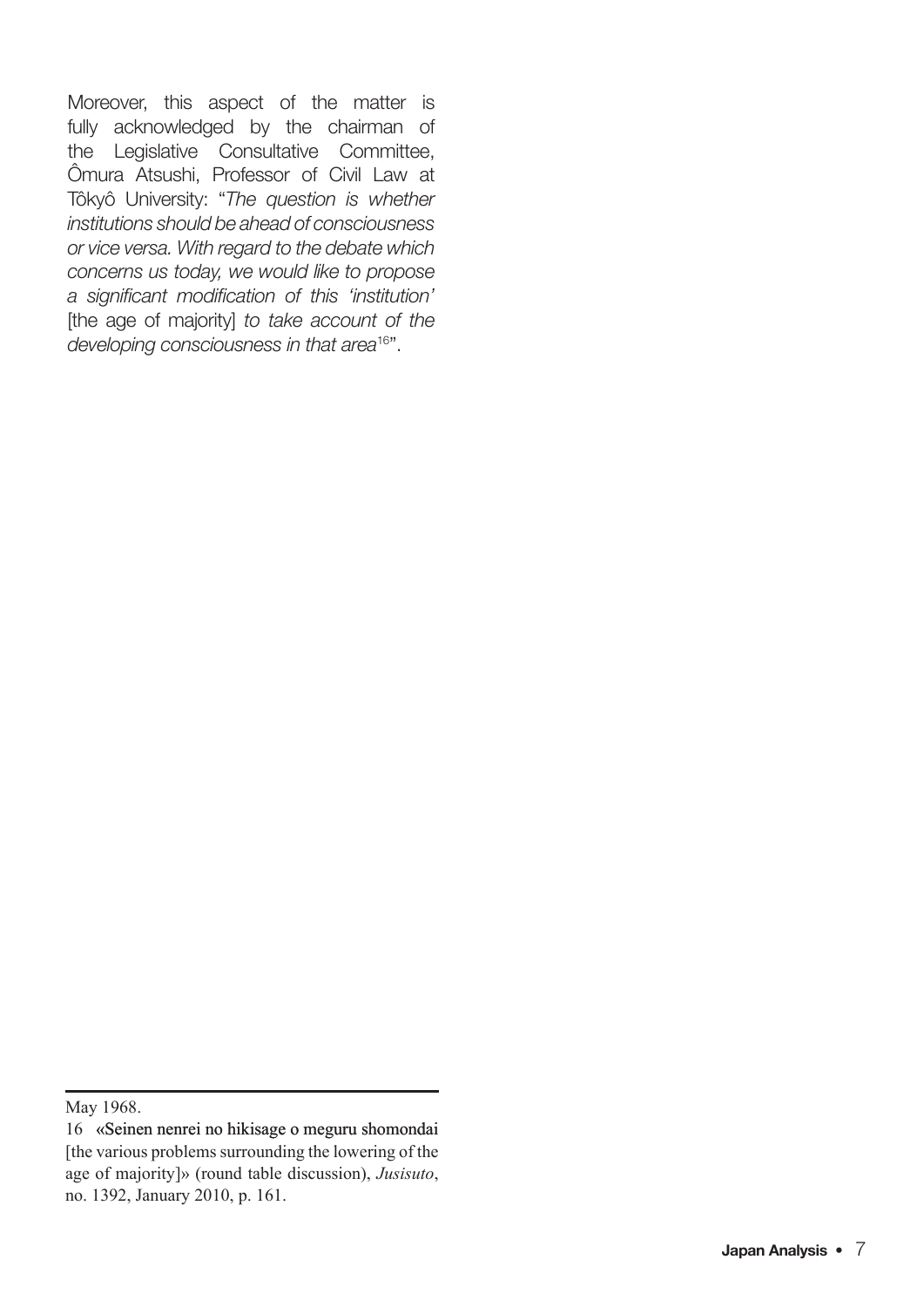Moreover, this aspect of the matter is fully acknowledged by the chairman of the Legislative Consultative Committee, Ômura Atsushi, Professor of Civil Law at Tôkyô University: "*The question is whether institutions should be ahead of consciousness or vice versa. With regard to the debate which concerns us today, we would like to propose a significant modification of this 'institution'* [the age of majority] *to take account of the developing consciousness in that area*[16]".

---

May 1968.

16 «Seinen nenrei no hikisage o meguru shomondai [the various problems surrounding the lowering of the age of majority]» (round table discussion), *Jusisuto*, no. 1392, January 2010, p. 161.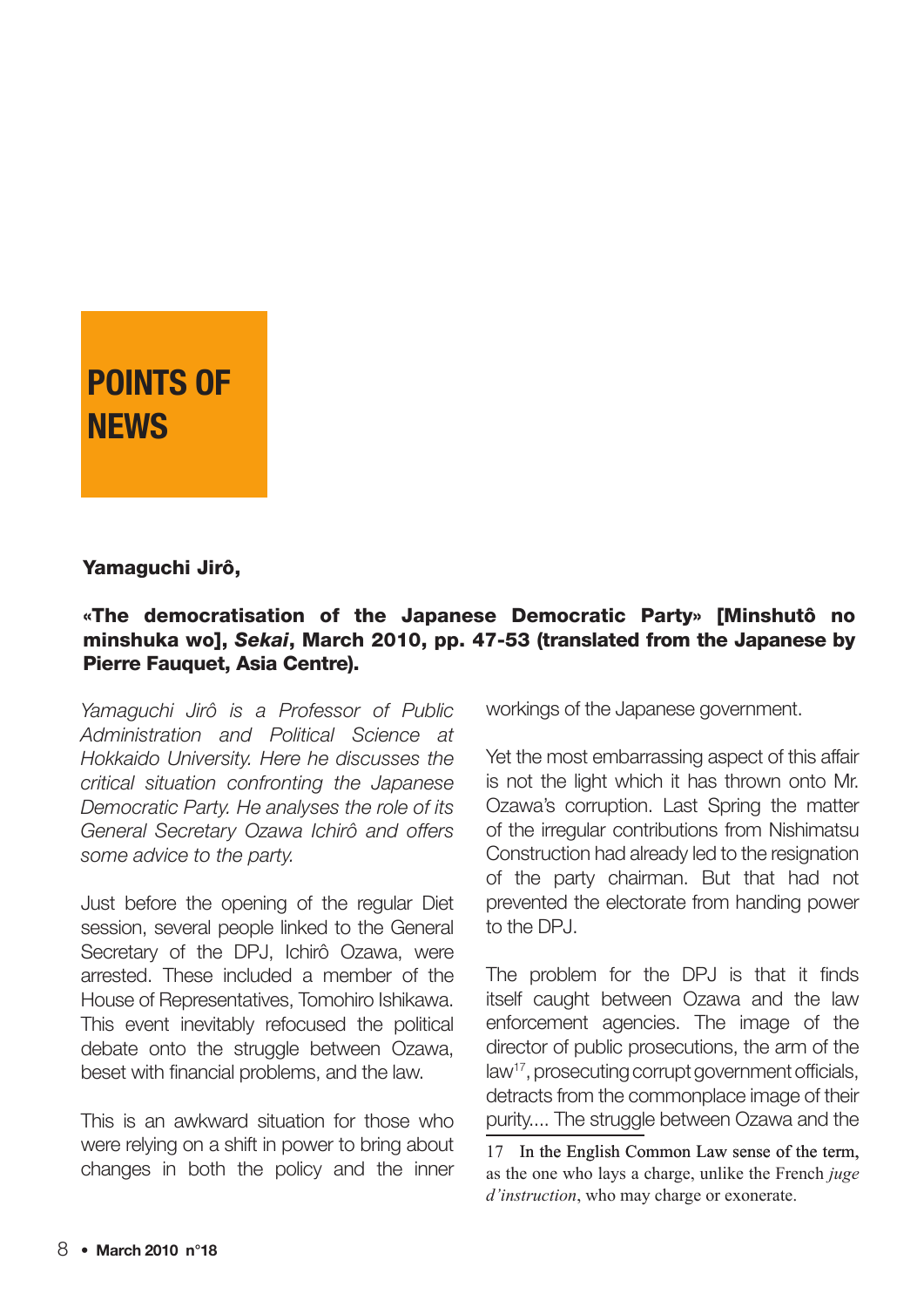# POINTS OF NEWS

**Yamaguchi Jirô,**

**«The democratisation of the Japanese Democratic Party» [Minshutô no minshuka wo], *Sekai*, March 2010, pp. 47-53 (translated from the Japanese by Pierre Fauquet, Asia Centre).**

*Yamaguchi Jirô is a Professor of Public Administration and Political Science at Hokkaido University. Here he discusses the critical situation confronting the Japanese Democratic Party. He analyses the role of its General Secretary Ozawa Ichirô and offers some advice to the party.*

Just before the opening of the regular Diet session, several people linked to the General Secretary of the DPJ, Ichirô Ozawa, were arrested. These included a member of the House of Representatives, Tomohiro Ishikawa. This event inevitably refocused the political debate onto the struggle between Ozawa, beset with financial problems, and the law.

This is an awkward situation for those who were relying on a shift in power to bring about changes in both the policy and the inner workings of the Japanese government.

Yet the most embarrassing aspect of this affair is not the light which it has thrown onto Mr. Ozawa's corruption. Last Spring the matter of the irregular contributions from Nishimatsu Construction had already led to the resignation of the party chairman. But that had not prevented the electorate from handing power to the DPJ.

The problem for the DPJ is that it finds itself caught between Ozawa and the law enforcement agencies. The image of the director of public prosecutions, the arm of the law[17], prosecuting corrupt government officials, detracts from the commonplace image of their purity.... The struggle between Ozawa and the

17 In the English Common Law sense of the term, as the one who lays a charge, unlike the French *juge d'instruction*, who may charge or exonerate.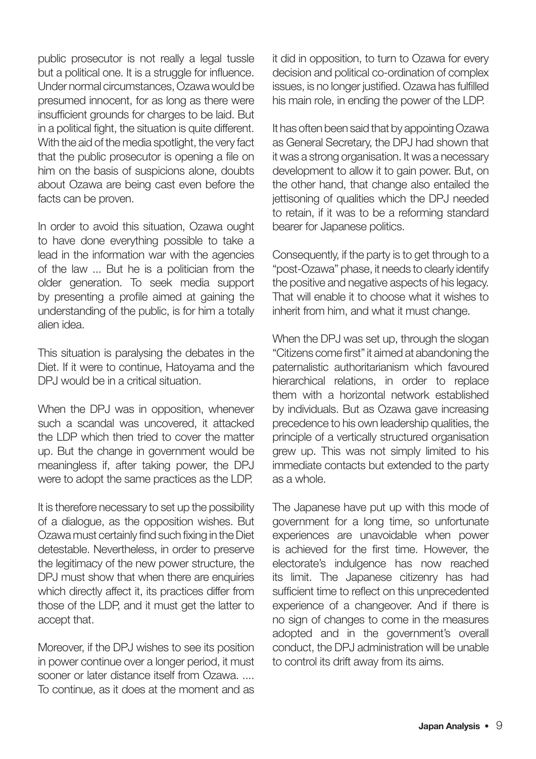public prosecutor is not really a legal tussle but a political one. It is a struggle for influence. Under normal circumstances, Ozawa would be presumed innocent, for as long as there were insufficient grounds for charges to be laid. But in a political fight, the situation is quite different. With the aid of the media spotlight, the very fact that the public prosecutor is opening a file on him on the basis of suspicions alone, doubts about Ozawa are being cast even before the facts can be proven.

In order to avoid this situation, Ozawa ought to have done everything possible to take a lead in the information war with the agencies of the law ... But he is a politician from the older generation. To seek media support by presenting a profile aimed at gaining the understanding of the public, is for him a totally alien idea.

This situation is paralysing the debates in the Diet. If it were to continue, Hatoyama and the DPJ would be in a critical situation.

When the DPJ was in opposition, whenever such a scandal was uncovered, it attacked the LDP which then tried to cover the matter up. But the change in government would be meaningless if, after taking power, the DPJ were to adopt the same practices as the LDP.

It is therefore necessary to set up the possibility of a dialogue, as the opposition wishes. But Ozawa must certainly find such fixing in the Diet detestable. Nevertheless, in order to preserve the legitimacy of the new power structure, the DPJ must show that when there are enquiries which directly affect it, its practices differ from those of the LDP, and it must get the latter to accept that.

Moreover, if the DPJ wishes to see its position in power continue over a longer period, it must sooner or later distance itself from Ozawa. .... To continue, as it does at the moment and as it did in opposition, to turn to Ozawa for every decision and political co-ordination of complex issues, is no longer justified. Ozawa has fulfilled his main role, in ending the power of the LDP.

It has often been said that by appointing Ozawa as General Secretary, the DPJ had shown that it was a strong organisation. It was a necessary development to allow it to gain power. But, on the other hand, that change also entailed the jettisoning of qualities which the DPJ needed to retain, if it was to be a reforming standard bearer for Japanese politics.

Consequently, if the party is to get through to a "post-Ozawa" phase, it needs to clearly identify the positive and negative aspects of his legacy. That will enable it to choose what it wishes to inherit from him, and what it must change.

When the DPJ was set up, through the slogan "Citizens come first" it aimed at abandoning the paternalistic authoritarianism which favoured hierarchical relations, in order to replace them with a horizontal network established by individuals. But as Ozawa gave increasing precedence to his own leadership qualities, the principle of a vertically structured organisation grew up. This was not simply limited to his immediate contacts but extended to the party as a whole.

The Japanese have put up with this mode of government for a long time, so unfortunate experiences are unavoidable when power is achieved for the first time. However, the electorate's indulgence has now reached its limit. The Japanese citizenry has had sufficient time to reflect on this unprecedented experience of a changeover. And if there is no sign of changes to come in the measures adopted and in the government's overall conduct, the DPJ administration will be unable to control its drift away from its aims.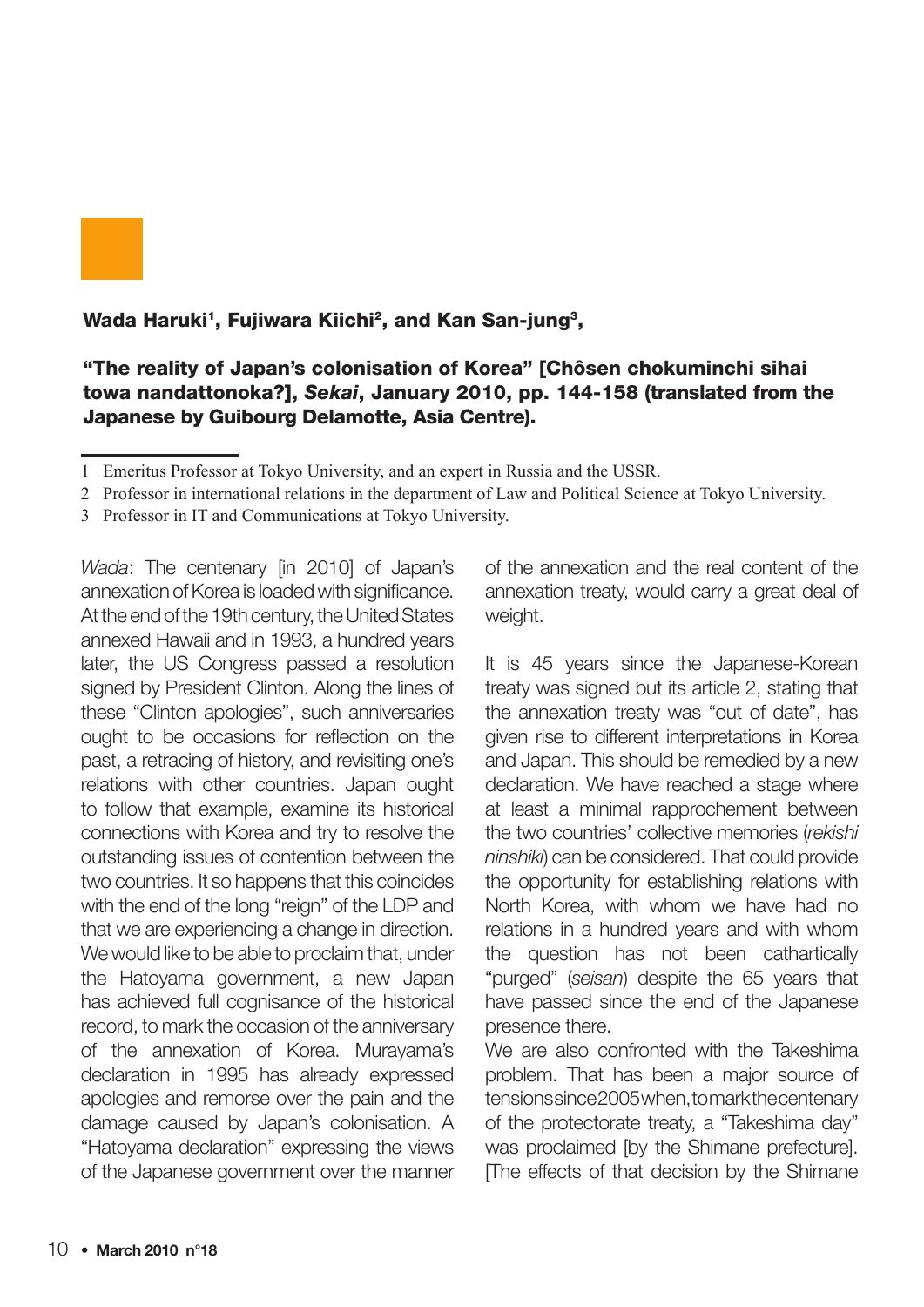**Wada Haruki[1], Fujiwara Kiichi[2], and Kan San-jung[3],**

**"The reality of Japan's colonisation of Korea" [Chôsen chokuminchi sihai towa nandattonoka?], *Sekai*, January 2010, pp. 144-158 (translated from the Japanese by Guibourg Delamotte, Asia Centre).**

1 Emeritus Professor at Tokyo University, and an expert in Russia and the USSR.

2 Professor in international relations in the department of Law and Political Science at Tokyo University.

3 Professor in IT and Communications at Tokyo University.

*Wada*: The centenary [in 2010] of Japan's annexation of Korea is loaded with significance. At the end of the 19th century, the United States annexed Hawaii and in 1993, a hundred years later, the US Congress passed a resolution signed by President Clinton. Along the lines of these "Clinton apologies", such anniversaries ought to be occasions for reflection on the past, a retracing of history, and revisiting one's relations with other countries. Japan ought to follow that example, examine its historical connections with Korea and try to resolve the outstanding issues of contention between the two countries. It so happens that this coincides with the end of the long "reign" of the LDP and that we are experiencing a change in direction. We would like to be able to proclaim that, under the Hatoyama government, a new Japan has achieved full cognisance of the historical record, to mark the occasion of the anniversary of the annexation of Korea. Murayama's declaration in 1995 has already expressed apologies and remorse over the pain and the damage caused by Japan's colonisation. A "Hatoyama declaration" expressing the views of the Japanese government over the manner of the annexation and the real content of the annexation treaty, would carry a great deal of weight.

It is 45 years since the Japanese-Korean treaty was signed but its article 2, stating that the annexation treaty was "out of date", has given rise to different interpretations in Korea and Japan. This should be remedied by a new declaration. We have reached a stage where at least a minimal rapprochement between the two countries' collective memories (*rekishi ninshiki*) can be considered. That could provide the opportunity for establishing relations with North Korea, with whom we have had no relations in a hundred years and with whom the question has not been cathartically "purged" (*seisan*) despite the 65 years that have passed since the end of the Japanese presence there.

We are also confronted with the Takeshima problem. That has been a major source of tensions since 2005 when, to mark the centenary of the protectorate treaty, a "Takeshima day" was proclaimed [by the Shimane prefecture]. [The effects of that decision by the Shimane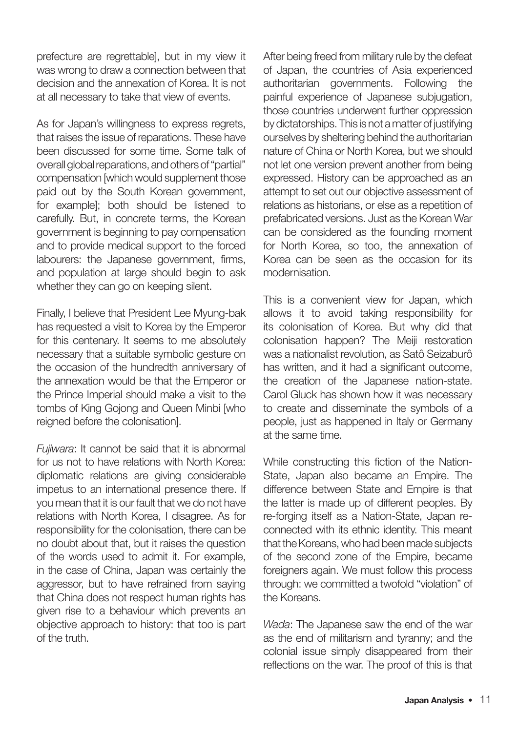prefecture are regrettable], but in my view it was wrong to draw a connection between that decision and the annexation of Korea. It is not at all necessary to take that view of events.

As for Japan's willingness to express regrets, that raises the issue of reparations. These have been discussed for some time. Some talk of overall global reparations, and others of "partial" compensation [which would supplement those paid out by the South Korean government, for example]; both should be listened to carefully. But, in concrete terms, the Korean government is beginning to pay compensation and to provide medical support to the forced labourers: the Japanese government, firms, and population at large should begin to ask whether they can go on keeping silent.

Finally, I believe that President Lee Myung-bak has requested a visit to Korea by the Emperor for this centenary. It seems to me absolutely necessary that a suitable symbolic gesture on the occasion of the hundredth anniversary of the annexation would be that the Emperor or the Prince Imperial should make a visit to the tombs of King Gojong and Queen Minbi [who reigned before the colonisation].

*Fujiwara*: It cannot be said that it is abnormal for us not to have relations with North Korea: diplomatic relations are giving considerable impetus to an international presence there. If you mean that it is our fault that we do not have relations with North Korea, I disagree. As for responsibility for the colonisation, there can be no doubt about that, but it raises the question of the words used to admit it. For example, in the case of China, Japan was certainly the aggressor, but to have refrained from saying that China does not respect human rights has given rise to a behaviour which prevents an objective approach to history: that too is part of the truth.

After being freed from military rule by the defeat of Japan, the countries of Asia experienced authoritarian governments. Following the painful experience of Japanese subjugation, those countries underwent further oppression by dictatorships. This is not a matter of justifying ourselves by sheltering behind the authoritarian nature of China or North Korea, but we should not let one version prevent another from being expressed. History can be approached as an attempt to set out our objective assessment of relations as historians, or else as a repetition of prefabricated versions. Just as the Korean War can be considered as the founding moment for North Korea, so too, the annexation of Korea can be seen as the occasion for its modernisation.

This is a convenient view for Japan, which allows it to avoid taking responsibility for its colonisation of Korea. But why did that colonisation happen? The Meiji restoration was a nationalist revolution, as Satô Seizaburô has written, and it had a significant outcome, the creation of the Japanese nation-state. Carol Gluck has shown how it was necessary to create and disseminate the symbols of a people, just as happened in Italy or Germany at the same time.

While constructing this fiction of the Nation-State, Japan also became an Empire. The difference between State and Empire is that the latter is made up of different peoples. By re-forging itself as a Nation-State, Japan re-connected with its ethnic identity. This meant that the Koreans, who had been made subjects of the second zone of the Empire, became foreigners again. We must follow this process through: we committed a twofold "violation" of the Koreans.

*Wada*: The Japanese saw the end of the war as the end of militarism and tyranny; and the colonial issue simply disappeared from their reflections on the war. The proof of this is that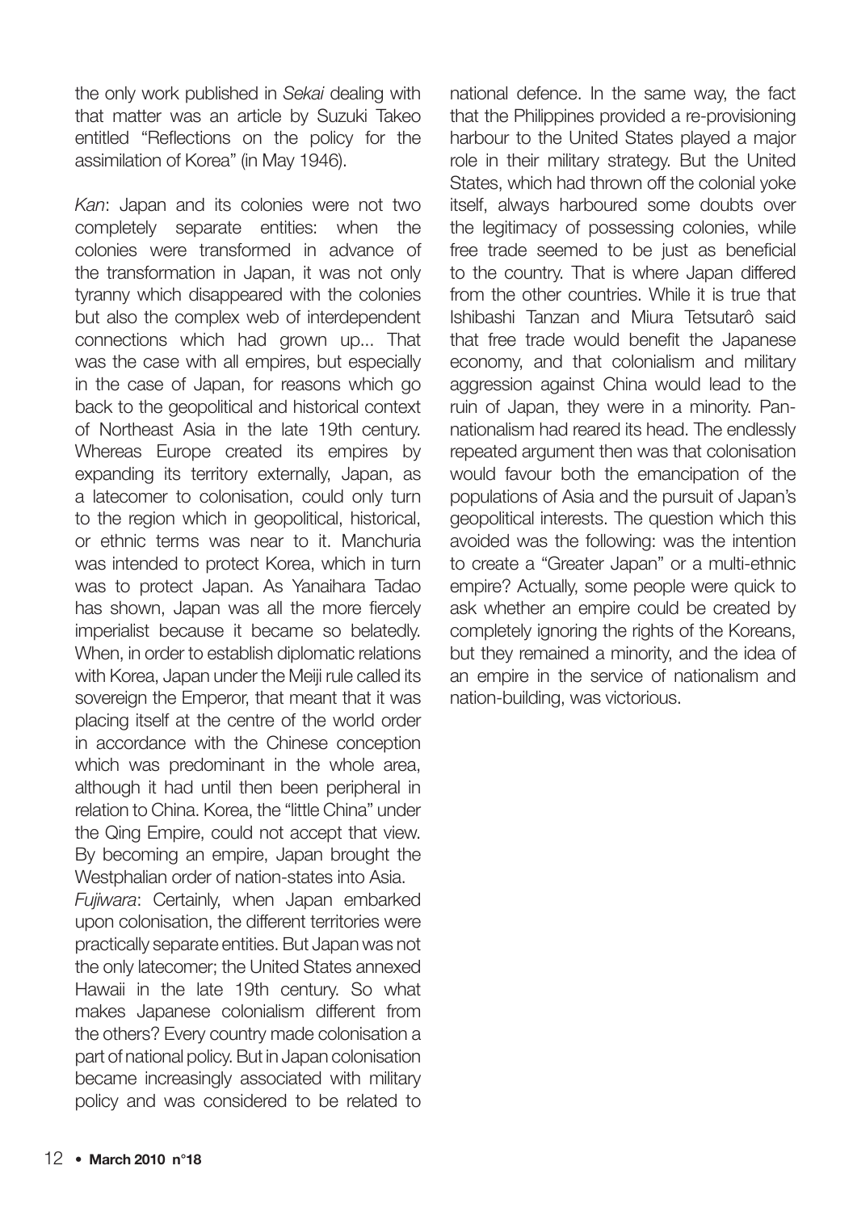the only work published in *Sekai* dealing with that matter was an article by Suzuki Takeo entitled "Reflections on the policy for the assimilation of Korea" (in May 1946).

*Kan*: Japan and its colonies were not two completely separate entities: when the colonies were transformed in advance of the transformation in Japan, it was not only tyranny which disappeared with the colonies but also the complex web of interdependent connections which had grown up... That was the case with all empires, but especially in the case of Japan, for reasons which go back to the geopolitical and historical context of Northeast Asia in the late 19th century. Whereas Europe created its empires by expanding its territory externally, Japan, as a latecomer to colonisation, could only turn to the region which in geopolitical, historical, or ethnic terms was near to it. Manchuria was intended to protect Korea, which in turn was to protect Japan. As Yanaihara Tadao has shown, Japan was all the more fiercely imperialist because it became so belatedly. When, in order to establish diplomatic relations with Korea, Japan under the Meiji rule called its sovereign the Emperor, that meant that it was placing itself at the centre of the world order in accordance with the Chinese conception which was predominant in the whole area, although it had until then been peripheral in relation to China. Korea, the "little China" under the Qing Empire, could not accept that view. By becoming an empire, Japan brought the Westphalian order of nation-states into Asia.

*Fujiwara*: Certainly, when Japan embarked upon colonisation, the different territories were practically separate entities. But Japan was not the only latecomer; the United States annexed Hawaii in the late 19th century. So what makes Japanese colonialism different from the others? Every country made colonisation a part of national policy. But in Japan colonisation became increasingly associated with military policy and was considered to be related to national defence. In the same way, the fact that the Philippines provided a re-provisioning harbour to the United States played a major role in their military strategy. But the United States, which had thrown off the colonial yoke itself, always harboured some doubts over the legitimacy of possessing colonies, while free trade seemed to be just as beneficial to the country. That is where Japan differed from the other countries. While it is true that Ishibashi Tanzan and Miura Tetsutarô said that free trade would benefit the Japanese economy, and that colonialism and military aggression against China would lead to the ruin of Japan, they were in a minority. Pan-nationalism had reared its head. The endlessly repeated argument then was that colonisation would favour both the emancipation of the populations of Asia and the pursuit of Japan's geopolitical interests. The question which this avoided was the following: was the intention to create a "Greater Japan" or a multi-ethnic empire? Actually, some people were quick to ask whether an empire could be created by completely ignoring the rights of the Koreans, but they remained a minority, and the idea of an empire in the service of nationalism and nation-building, was victorious.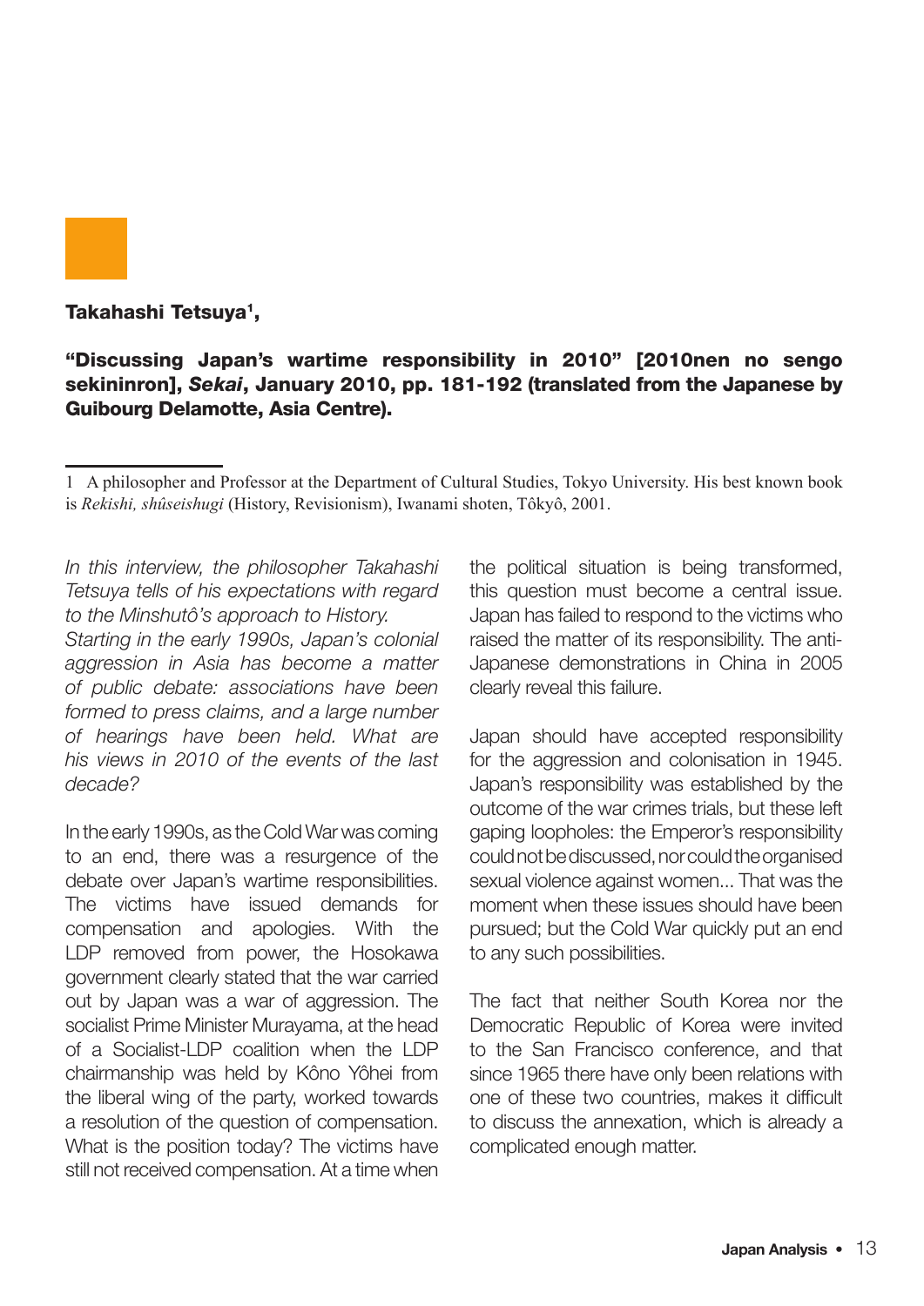**Takahashi Tetsuya[1],**

**"Discussing Japan's wartime responsibility in 2010" [2010nen no sengo sekininron], *Sekai*, January 2010, pp. 181-192 (translated from the Japanese by Guibourg Delamotte, Asia Centre).**

*In this interview, the philosopher Takahashi Tetsuya tells of his expectations with regard to the Minshutô's approach to History. Starting in the early 1990s, Japan's colonial aggression in Asia has become a matter of public debate: associations have been formed to press claims, and a large number of hearings have been held. What are his views in 2010 of the events of the last decade?*

In the early 1990s, as the Cold War was coming to an end, there was a resurgence of the debate over Japan's wartime responsibilities. The victims have issued demands for compensation and apologies. With the LDP removed from power, the Hosokawa government clearly stated that the war carried out by Japan was a war of aggression. The socialist Prime Minister Murayama, at the head of a Socialist-LDP coalition when the LDP chairmanship was held by Kôno Yôhei from the liberal wing of the party, worked towards a resolution of the question of compensation. What is the position today? The victims have still not received compensation. At a time when the political situation is being transformed, this question must become a central issue. Japan has failed to respond to the victims who raised the matter of its responsibility. The anti-Japanese demonstrations in China in 2005 clearly reveal this failure.

Japan should have accepted responsibility for the aggression and colonisation in 1945. Japan's responsibility was established by the outcome of the war crimes trials, but these left gaping loopholes: the Emperor's responsibility could not be discussed, nor could the organised sexual violence against women... That was the moment when these issues should have been pursued; but the Cold War quickly put an end to any such possibilities.

The fact that neither South Korea nor the Democratic Republic of Korea were invited to the San Francisco conference, and that since 1965 there have only been relations with one of these two countries, makes it difficult to discuss the annexation, which is already a complicated enough matter.

---

[1] A philosopher and Professor at the Department of Cultural Studies, Tokyo University. His best known book is *Rekishi, shûseishugi* (History, Revisionism), Iwanami shoten, Tôkyô, 2001.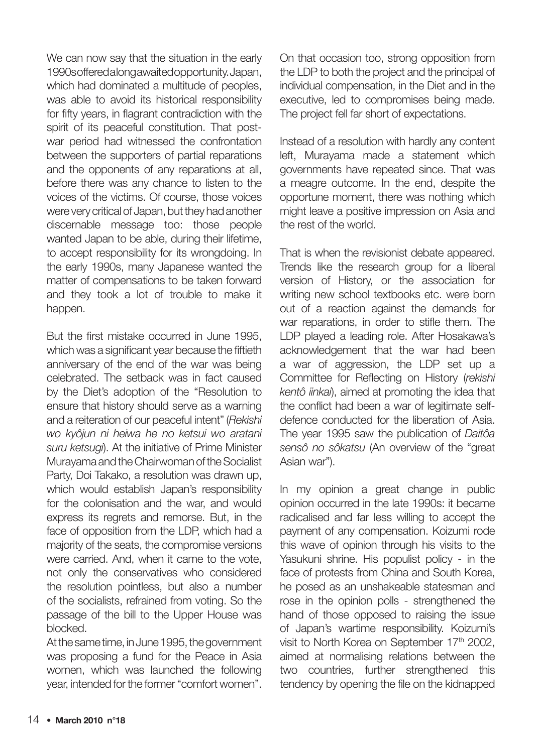We can now say that the situation in the early 1990s offered a long awaited opportunity. Japan, which had dominated a multitude of peoples, was able to avoid its historical responsibility for fifty years, in flagrant contradiction with the spirit of its peaceful constitution. That post-war period had witnessed the confrontation between the supporters of partial reparations and the opponents of any reparations at all, before there was any chance to listen to the voices of the victims. Of course, those voices were very critical of Japan, but they had another discernable message too: those people wanted Japan to be able, during their lifetime, to accept responsibility for its wrongdoing. In the early 1990s, many Japanese wanted the matter of compensations to be taken forward and they took a lot of trouble to make it happen.

But the first mistake occurred in June 1995, which was a significant year because the fiftieth anniversary of the end of the war was being celebrated. The setback was in fact caused by the Diet's adoption of the "Resolution to ensure that history should serve as a warning and a reiteration of our peaceful intent" (*Rekishi wo kyôjun ni heiwa he no ketsui wo aratani suru ketsugi*). At the initiative of Prime Minister Murayama and the Chairwoman of the Socialist Party, Doi Takako, a resolution was drawn up, which would establish Japan's responsibility for the colonisation and the war, and would express its regrets and remorse. But, in the face of opposition from the LDP, which had a majority of the seats, the compromise versions were carried. And, when it came to the vote, not only the conservatives who considered the resolution pointless, but also a number of the socialists, refrained from voting. So the passage of the bill to the Upper House was blocked.

At the same time, in June 1995, the government was proposing a fund for the Peace in Asia women, which was launched the following year, intended for the former "comfort women". On that occasion too, strong opposition from the LDP to both the project and the principal of individual compensation, in the Diet and in the executive, led to compromises being made. The project fell far short of expectations.

Instead of a resolution with hardly any content left, Murayama made a statement which governments have repeated since. That was a meagre outcome. In the end, despite the opportune moment, there was nothing which might leave a positive impression on Asia and the rest of the world.

That is when the revisionist debate appeared. Trends like the research group for a liberal version of History, or the association for writing new school textbooks etc. were born out of a reaction against the demands for war reparations, in order to stifle them. The LDP played a leading role. After Hosakawa's acknowledgement that the war had been a war of aggression, the LDP set up a Committee for Reflecting on History (*rekishi kentô iinkai*), aimed at promoting the idea that the conflict had been a war of legitimate self-defence conducted for the liberation of Asia. The year 1995 saw the publication of *Daitôa sensô no sôkatsu* (An overview of the "great Asian war").

In my opinion a great change in public opinion occurred in the late 1990s: it became radicalised and far less willing to accept the payment of any compensation. Koizumi rode this wave of opinion through his visits to the Yasukuni shrine. His populist policy - in the face of protests from China and South Korea, he posed as an unshakeable statesman and rose in the opinion polls - strengthened the hand of those opposed to raising the issue of Japan's wartime responsibility. Koizumi's visit to North Korea on September 17th 2002, aimed at normalising relations between the two countries, further strengthened this tendency by opening the file on the kidnapped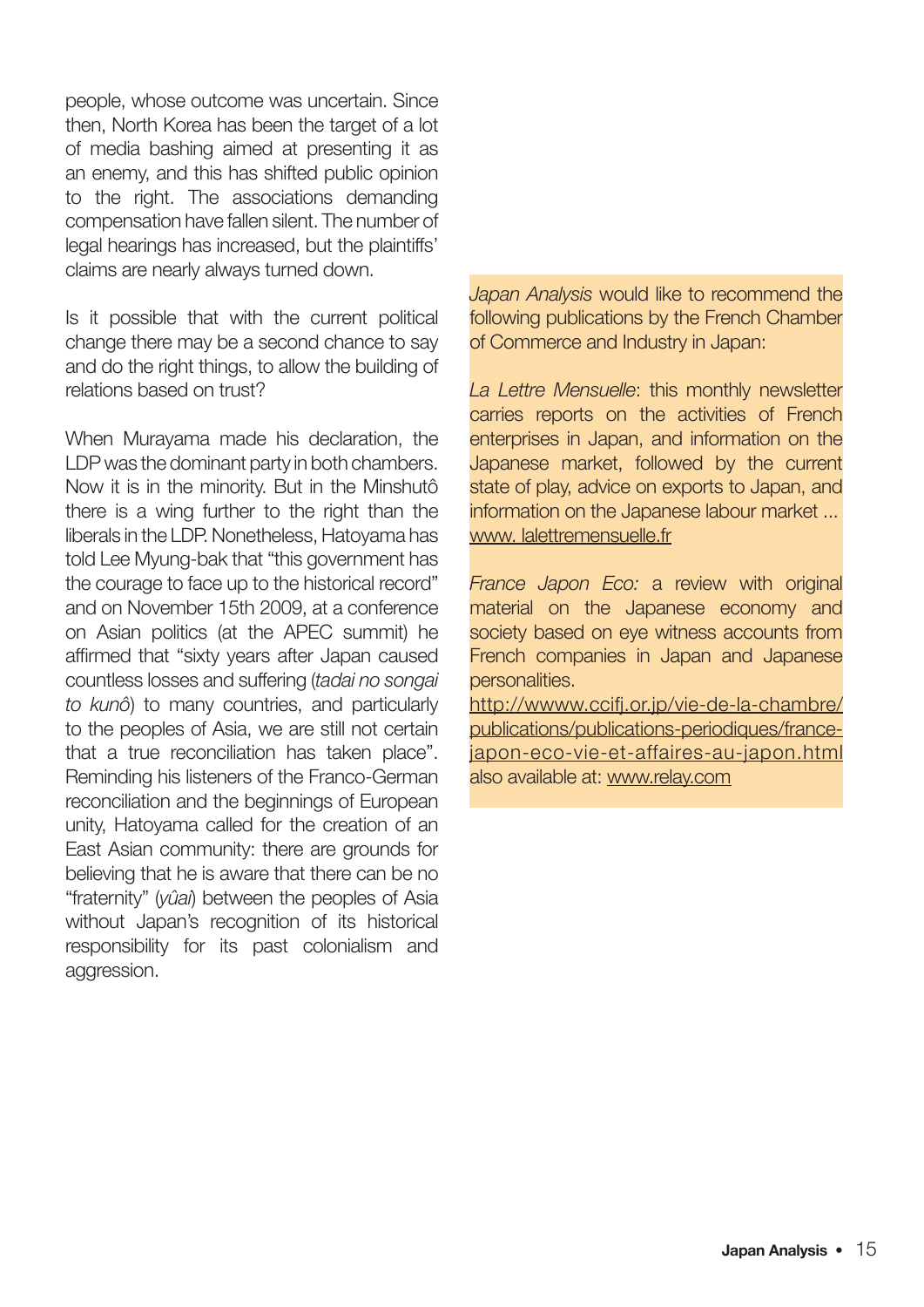people, whose outcome was uncertain. Since then, North Korea has been the target of a lot of media bashing aimed at presenting it as an enemy, and this has shifted public opinion to the right. The associations demanding compensation have fallen silent. The number of legal hearings has increased, but the plaintiffs' claims are nearly always turned down.

Is it possible that with the current political change there may be a second chance to say and do the right things, to allow the building of relations based on trust?

When Murayama made his declaration, the LDP was the dominant party in both chambers. Now it is in the minority. But in the Minshutô there is a wing further to the right than the liberals in the LDP. Nonetheless, Hatoyama has told Lee Myung-bak that "this government has the courage to face up to the historical record" and on November 15th 2009, at a conference on Asian politics (at the APEC summit) he affirmed that "sixty years after Japan caused countless losses and suffering (*tadai no songai to kunô*) to many countries, and particularly to the peoples of Asia, we are still not certain that a true reconciliation has taken place". Reminding his listeners of the Franco-German reconciliation and the beginnings of European unity, Hatoyama called for the creation of an East Asian community: there are grounds for believing that he is aware that there can be no "fraternity" (*yûai*) between the peoples of Asia without Japan's recognition of its historical responsibility for its past colonialism and aggression.

*Japan Analysis* would like to recommend the following publications by the French Chamber of Commerce and Industry in Japan:

*La Lettre Mensuelle*: this monthly newsletter carries reports on the activities of French enterprises in Japan, and information on the Japanese market, followed by the current state of play, advice on exports to Japan, and information on the Japanese labour market ... www. lalettremensuelle.fr

*France Japon Eco:* a review with original material on the Japanese economy and society based on eye witness accounts from French companies in Japan and Japanese personalities.
http://wwww.ccifj.or.jp/vie-de-la-chambre/publications/publications-periodiques/france-japon-eco-vie-et-affaires-au-japon.html
also available at: www.relay.com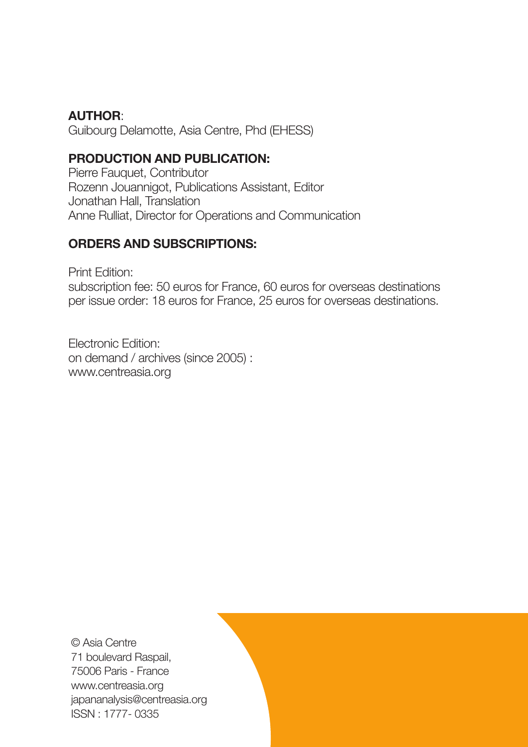**AUTHOR**:
Guibourg Delamotte, Asia Centre, Phd (EHESS)

**PRODUCTION AND PUBLICATION:**
Pierre Fauquet, Contributor
Rozenn Jouannigot, Publications Assistant, Editor
Jonathan Hall, Translation
Anne Rulliat, Director for Operations and Communication

**ORDERS AND SUBSCRIPTIONS:**

Print Edition:
subscription fee: 50 euros for France, 60 euros for overseas destinations
per issue order: 18 euros for France, 25 euros for overseas destinations.

Electronic Edition:
on demand / archives (since 2005) :
www.centreasia.org

© Asia Centre
71 boulevard Raspail,
75006 Paris - France
www.centreasia.org
japananalysis@centreasia.org
ISSN : 1777- 0335